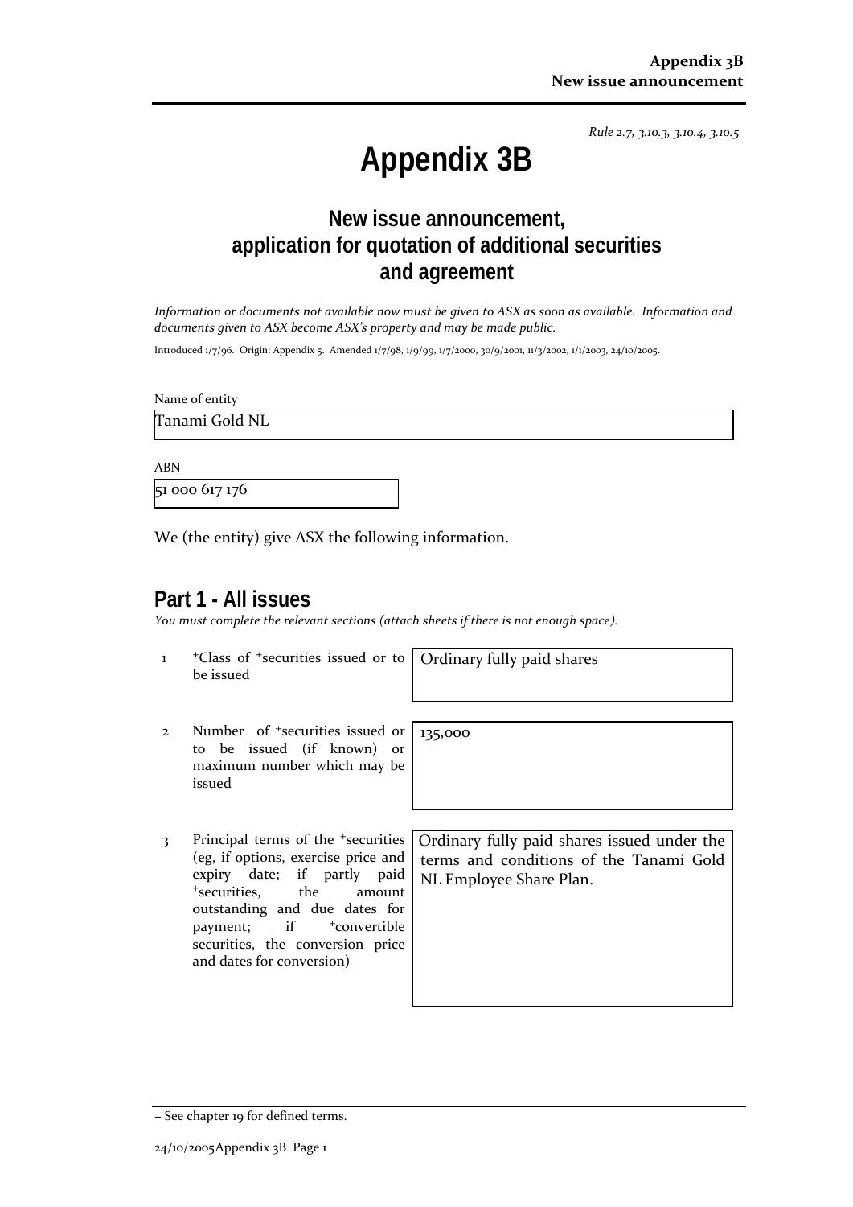*Rule 2.7, 3.10.3, 3.10.4, 3.10.5*

# Appendix 3B

## New issue announcement, application for quotation of additional securities and agreement

*Information or documents not available now must be given to ASX as soon as available. Information and documents given to ASX become ASX's property and may be made public.*

Introduced 1/7/96. Origin: Appendix 5. Amended 1/7/98, 1/9/99, 1/7/2000, 30/9/2001, 11/3/2002, 1/1/2003, 24/10/2005.

Name of entity

Tanami Gold NL

ABN

51 000 617 176

We (the entity) give ASX the following information.

## Part 1 - All issues

*You must complete the relevant sections (attach sheets if there is not enough space).*

| | | |
|---|---|---|
| 1 | +Class of +securities issued or to be issued | Ordinary fully paid shares |
| 2 | Number of +securities issued or to be issued (if known) or maximum number which may be issued | 135,000 |
| 3 | Principal terms of the +securities (eg, if options, exercise price and expiry date; if partly paid +securities, the amount outstanding and due dates for payment; if +convertible securities, the conversion price and dates for conversion) | Ordinary fully paid shares issued under the terms and conditions of the Tanami Gold NL Employee Share Plan. |

+ See chapter 19 for defined terms.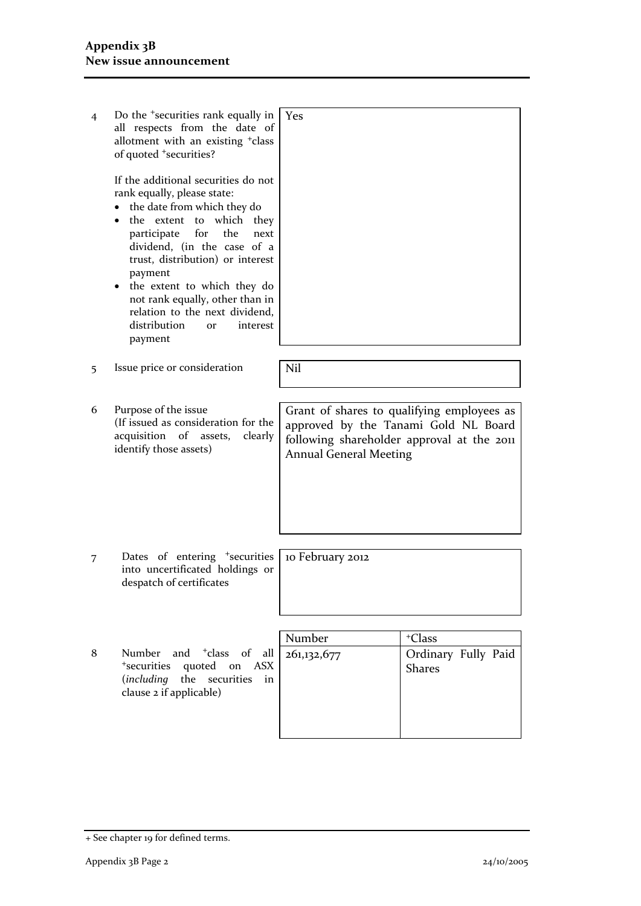| | | |
|---|---|---|
| 4 | Do the +securities rank equally in all respects from the date of allotment with an existing +class of quoted +securities?<br><br>If the additional securities do not rank equally, please state:<br>• the date from which they do<br>• the extent to which they participate for the next dividend, (in the case of a trust, distribution) or interest payment<br>• the extent to which they do not rank equally, other than in relation to the next dividend, distribution or interest payment | Yes |
| 5 | Issue price or consideration | Nil |
| 6 | Purpose of the issue<br>(If issued as consideration for the acquisition of assets, clearly identify those assets) | Grant of shares to qualifying employees as approved by the Tanami Gold NL Board following shareholder approval at the 2011 Annual General Meeting |
| 7 | Dates of entering +securities into uncertificated holdings or despatch of certificates | 10 February 2012 |

| | | Number | +Class |
|---|---|---|---|
| 8 | Number and +class of all +securities quoted on ASX (*including* the securities in clause 2 if applicable) | 261,132,677 | Ordinary Fully Paid Shares |

+ See chapter 19 for defined terms.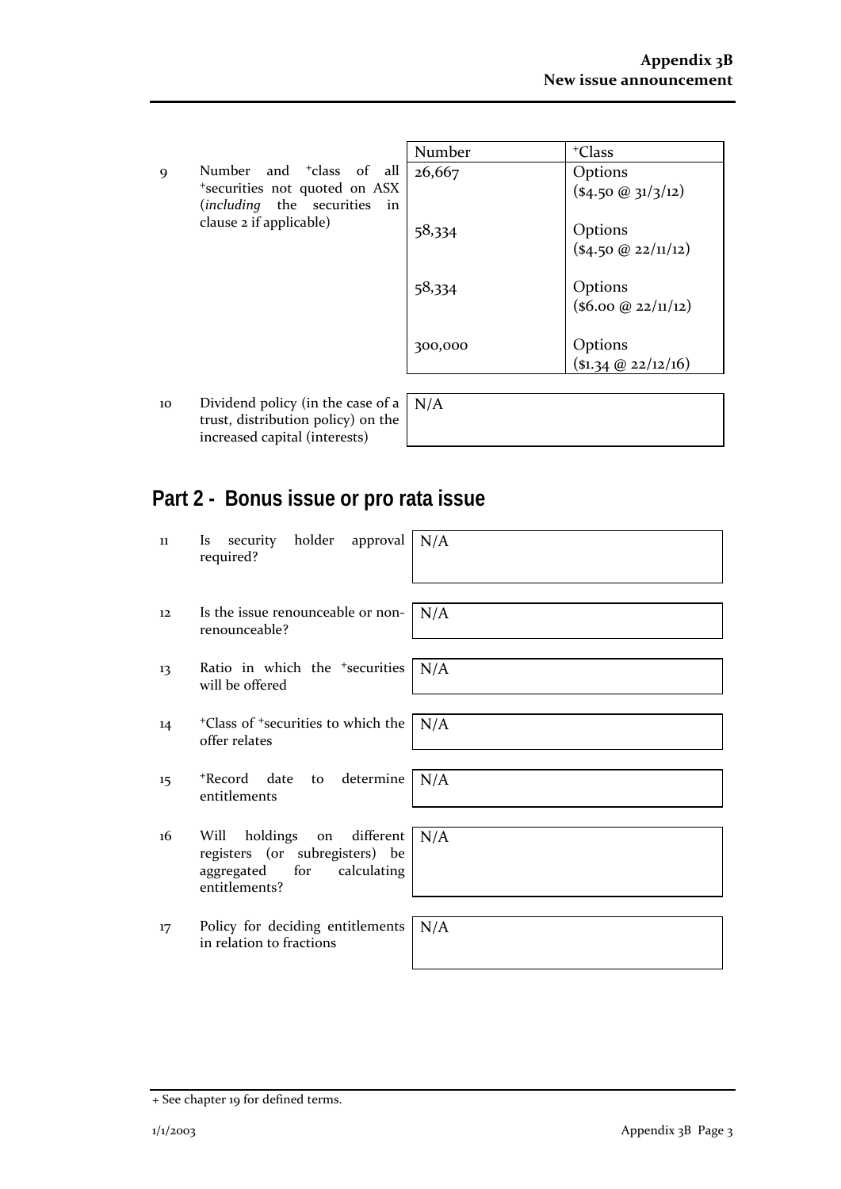| | | Number | +Class |
|---|---|---|---|
| 9 | Number and +class of all +securities not quoted on ASX (*including* the securities in clause 2 if applicable) | 26,667 | Options ($4.50 @ 31/3/12) |
| | | 58,334 | Options ($4.50 @ 22/11/12) |
| | | 58,334 | Options ($6.00 @ 22/11/12) |
| | | 300,000 | Options ($1.34 @ 22/12/16) |

| | | |
|---|---|---|
| 10 | Dividend policy (in the case of a trust, distribution policy) on the increased capital (interests) | N/A |

## Part 2 - Bonus issue or pro rata issue

| | | |
|---|---|---|
| 11 | Is security holder approval required? | N/A |
| 12 | Is the issue renounceable or non-renounceable? | N/A |
| 13 | Ratio in which the +securities will be offered | N/A |
| 14 | +Class of +securities to which the offer relates | N/A |
| 15 | +Record date to determine entitlements | N/A |
| 16 | Will holdings on different registers (or subregisters) be aggregated for calculating entitlements? | N/A |
| 17 | Policy for deciding entitlements in relation to fractions | N/A |

+ See chapter 19 for defined terms.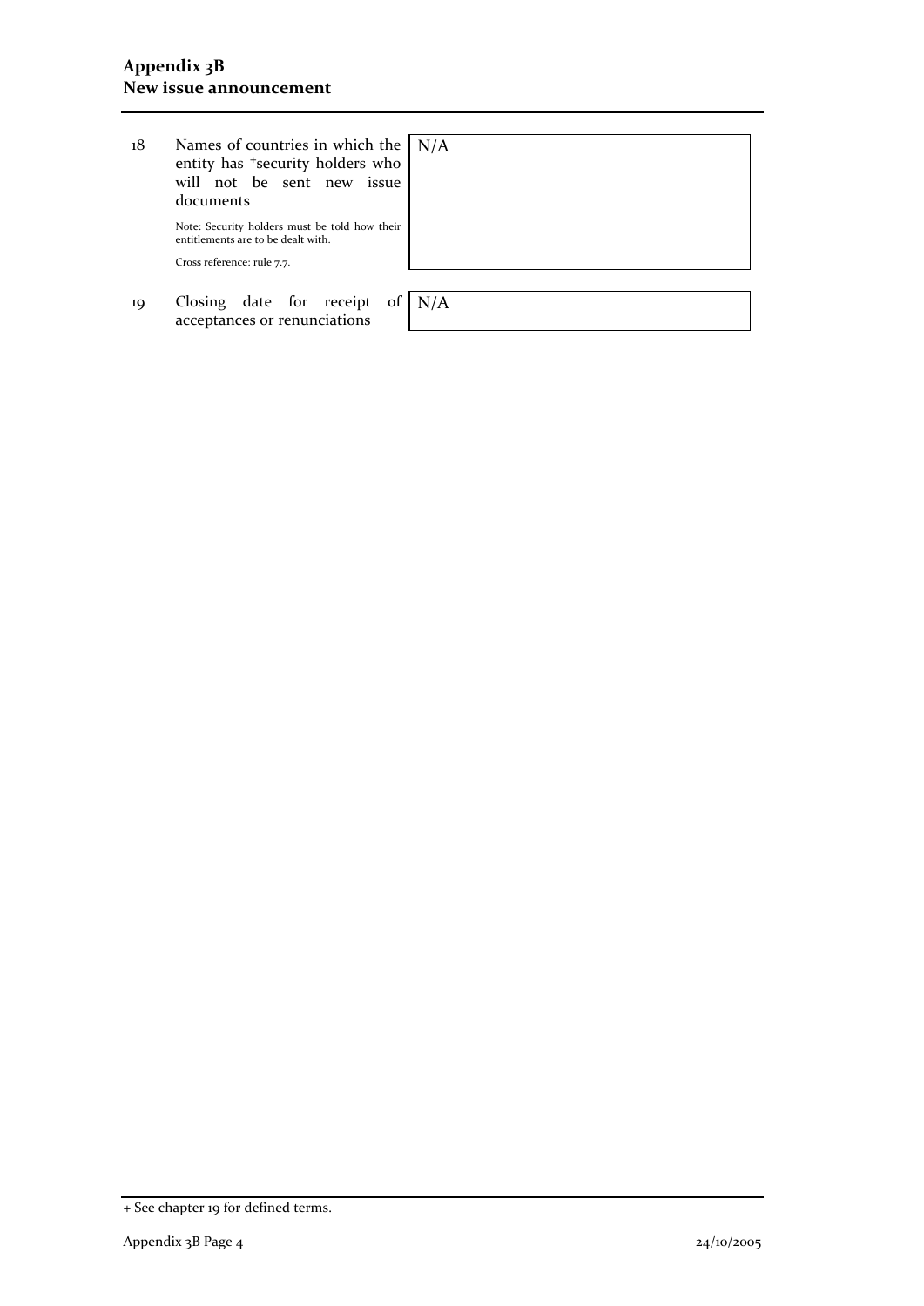| | | |
|---|---|---|
| 18 | Names of countries in which the +security holders who will not be sent new issue documents<br><br>Note: Security holders must be told how their entitlements are to be dealt with.<br><br>Cross reference: rule 7.7. | N/A |
| 19 | Closing date for receipt of acceptances or renunciations | N/A |

+ See chapter 19 for defined terms.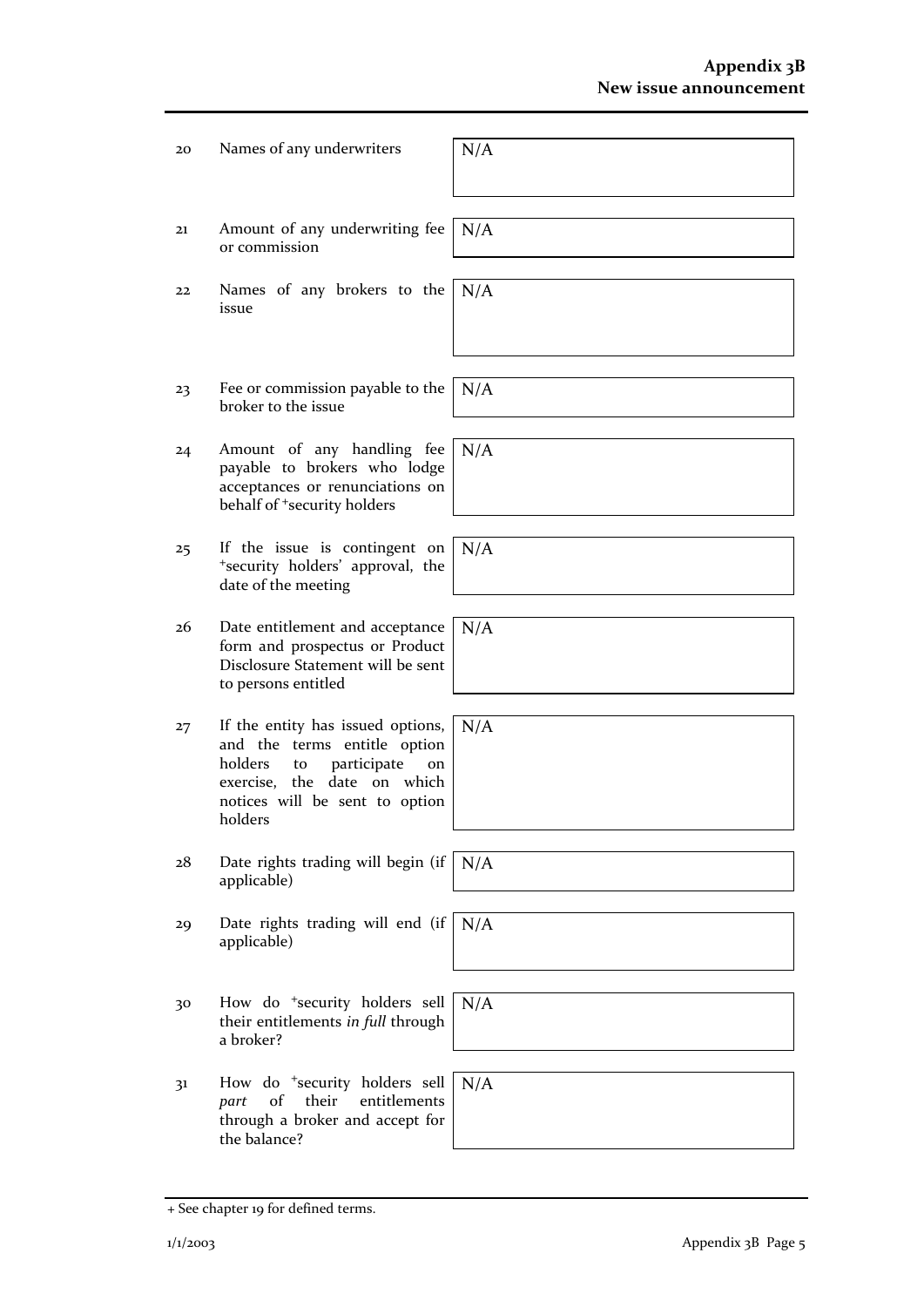| | | |
|---|---|---|
| 20 | Names of any underwriters | N/A |
| 21 | Amount of any underwriting fee or commission | N/A |
| 22 | Names of any brokers to the issue | N/A |
| 23 | Fee or commission payable to the broker to the issue | N/A |
| 24 | Amount of any handling fee payable to brokers who lodge acceptances or renunciations on behalf of +security holders | N/A |
| 25 | If the issue is contingent on +security holders' approval, the date of the meeting | N/A |
| 26 | Date entitlement and acceptance form and prospectus or Product Disclosure Statement will be sent to persons entitled | N/A |
| 27 | If the entity has issued options, and the terms entitle option holders to participate on exercise, the date on which notices will be sent to option holders | N/A |
| 28 | Date rights trading will begin (if applicable) | N/A |
| 29 | Date rights trading will end (if applicable) | N/A |
| 30 | How do +security holders sell their entitlements *in full* through a broker? | N/A |
| 31 | How do +security holders sell *part* of their entitlements through a broker and accept for the balance? | N/A |

+ See chapter 19 for defined terms.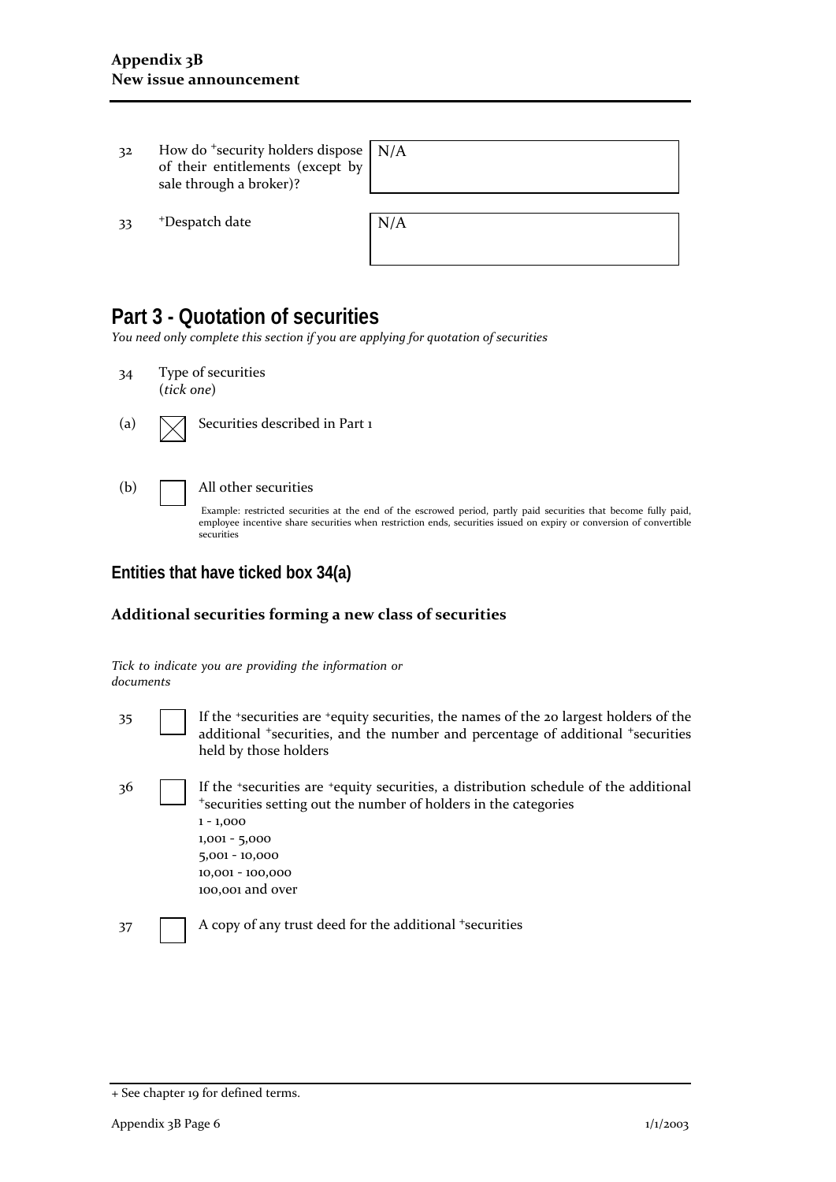32 How do +security holders dispose of their entitlements (except by sale through a broker)?

N/A

33 +Despatch date

N/A

# Part 3 - Quotation of securities

*You need only complete this section if you are applying for quotation of securities*

34 Type of securities
(*tick one*)

(a) ☒ Securities described in Part 1

(b) ☐ All other securities

Example: restricted securities at the end of the escrowed period, partly paid securities that become fully paid, employee incentive share securities when restriction ends, securities issued on expiry or conversion of convertible securities

## Entities that have ticked box 34(a)

### Additional securities forming a new class of securities

*Tick to indicate you are providing the information or documents*

35 ☐ If the +securities are +equity securities, the names of the 20 largest holders of the additional +securities, and the number and percentage of additional +securities held by those holders

36 ☐ If the +securities are +equity securities, a distribution schedule of the additional +securities setting out the number of holders in the categories
1 - 1,000
1,001 - 5,000
5,001 - 10,000
10,001 - 100,000
100,001 and over

37 ☐ A copy of any trust deed for the additional +securities

+ See chapter 19 for defined terms.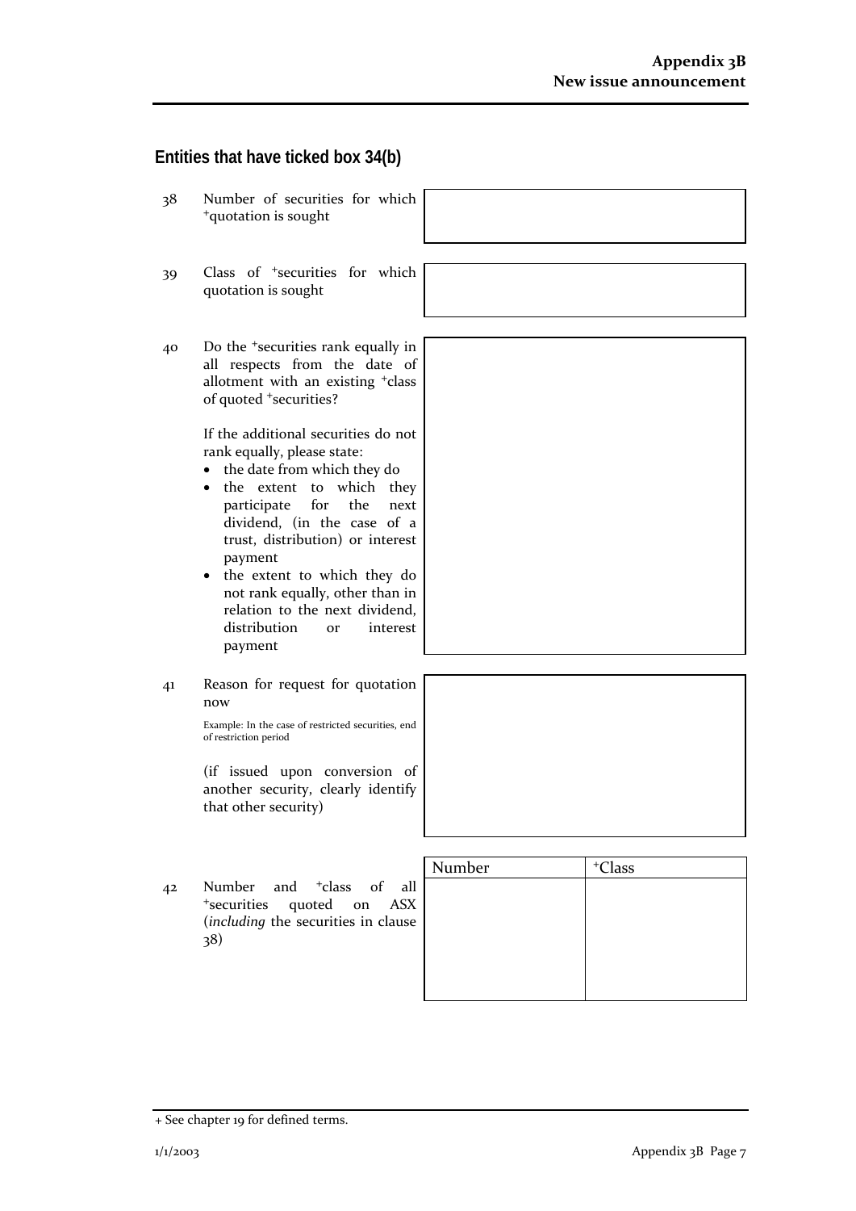## Entities that have ticked box 34(b)

| | | |
|---|---|---|
| 38 | Number of securities for which +quotation is sought | |
| 39 | Class of +securities for which quotation is sought | |
| 40 | Do the +securities rank equally in all respects from the date of allotment with an existing +class of quoted +securities?<br><br>If the additional securities do not rank equally, please state:<br>• the date from which they do<br>• the extent to which they participate for the next dividend, (in the case of a trust, distribution) or interest payment<br>• the extent to which they do not rank equally, other than in relation to the next dividend, distribution or interest payment | |
| 41 | Reason for request for quotation now<br><br>Example: In the case of restricted securities, end of restriction period<br><br>(if issued upon conversion of another security, clearly identify that other security) | |

42 Number and +class of all +securities quoted on ASX (*including* the securities in clause 38)

| Number | +Class |
|---|---|
| | |

+ See chapter 19 for defined terms.

1/1/2003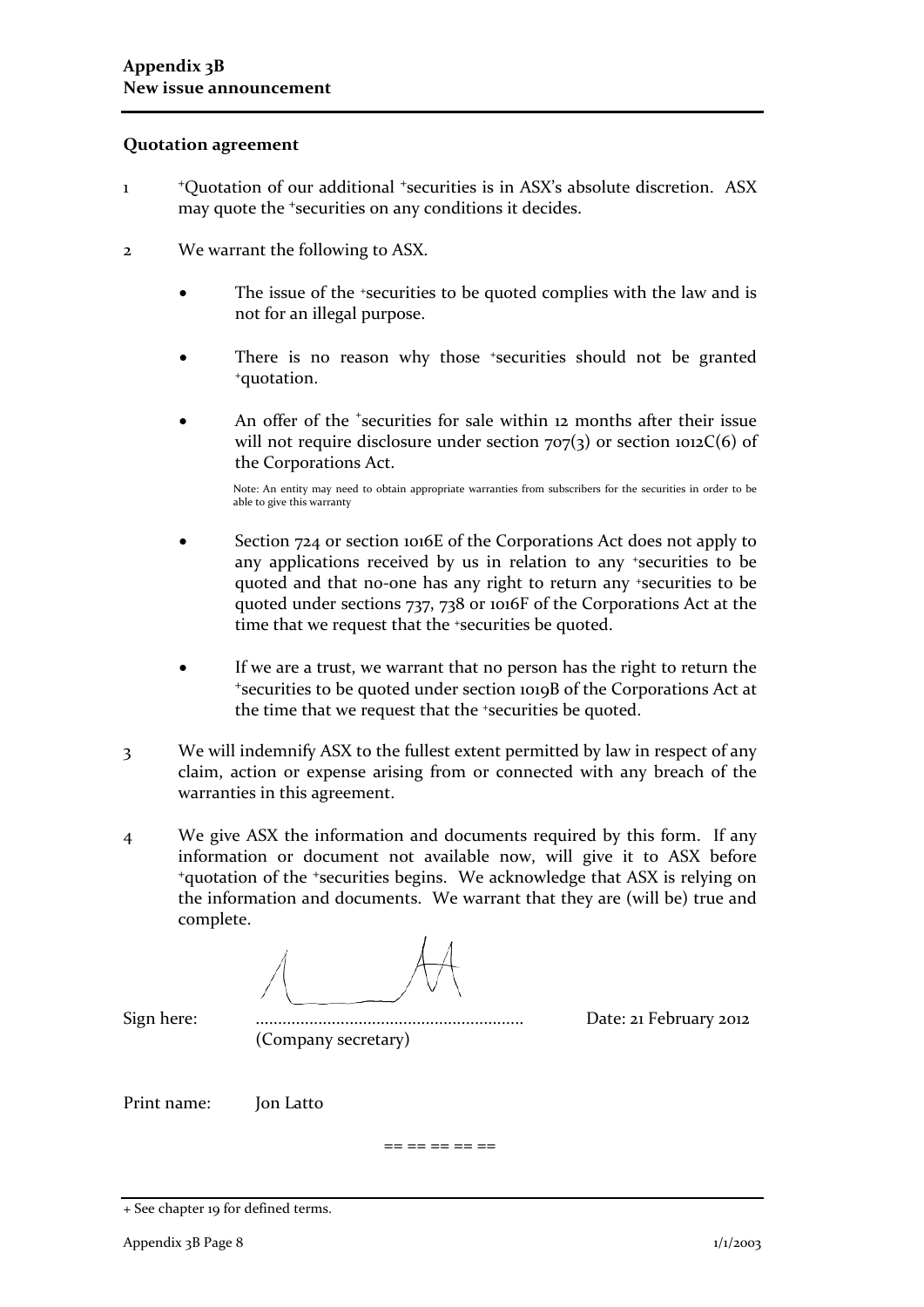## Quotation agreement

1 [+]Quotation of our additional [+]securities is in ASX's absolute discretion. ASX may quote the [+]securities on any conditions it decides.

2 We warrant the following to ASX.

- The issue of the [+]securities to be quoted complies with the law and is not for an illegal purpose.
- There is no reason why those [+]securities should not be granted [+]quotation.
- An offer of the [+]securities for sale within 12 months after their issue will not require disclosure under section 707(3) or section 1012C(6) of the Corporations Act.

  Note: An entity may need to obtain appropriate warranties from subscribers for the securities in order to be able to give this warranty

- Section 724 or section 1016E of the Corporations Act does not apply to any applications received by us in relation to any [+]securities to be quoted and that no-one has any right to return any [+]securities to be quoted under sections 737, 738 or 1016F of the Corporations Act at the time that we request that the [+]securities be quoted.
- If we are a trust, we warrant that no person has the right to return the [+]securities to be quoted under section 1019B of the Corporations Act at the time that we request that the [+]securities be quoted.

3 We will indemnify ASX to the fullest extent permitted by law in respect of any claim, action or expense arising from or connected with any breach of the warranties in this agreement.

4 We give ASX the information and documents required by this form. If any information or document not available now, will give it to ASX before [+]quotation of the [+]securities begins. We acknowledge that ASX is relying on the information and documents. We warrant that they are (will be) true and complete.

Sign here: ............................................................ (Company secretary) Date: 21 February 2012

Print name: Jon Latto

== == == == ==

+ See chapter 19 for defined terms.